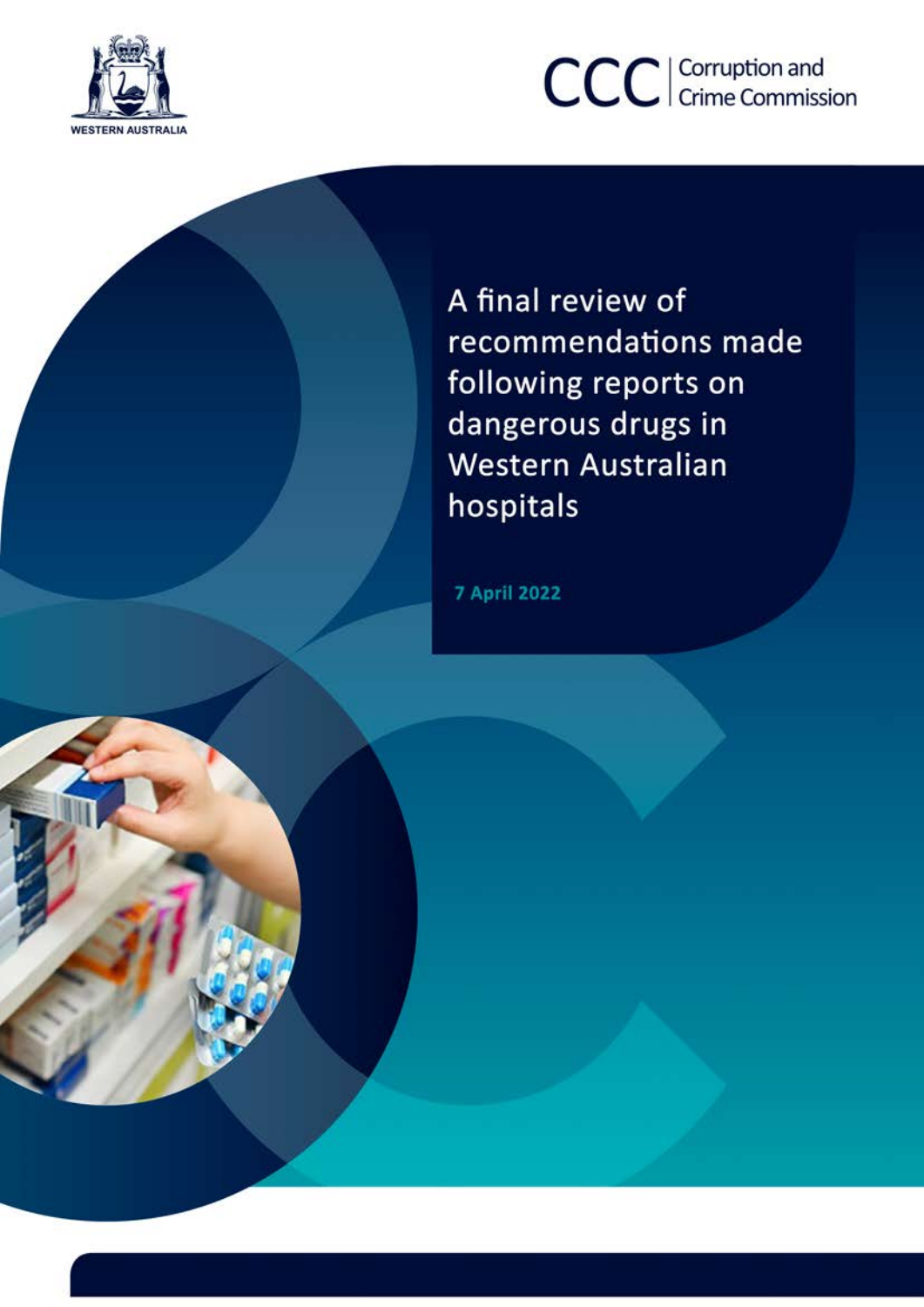WESTERN AUSTRALIA

CCC | Corruption and Crime Commission

# A final review of recommendations made following reports on dangerous drugs in Western Australian hospitals

**7 April 2022**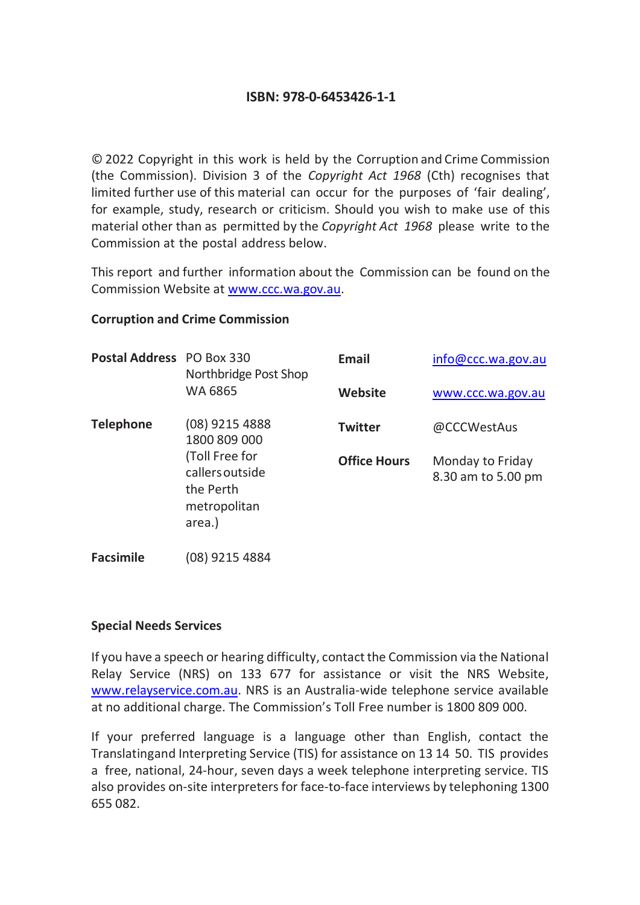**ISBN: 978-0-6453426-1-1**

© 2022 Copyright in this work is held by the Corruption and Crime Commission (the Commission). Division 3 of the *Copyright Act 1968* (Cth) recognises that limited further use of this material can occur for the purposes of 'fair dealing', for example, study, research or criticism. Should you wish to make use of this material other than as permitted by the *Copyright Act 1968* please write to the Commission at the postal address below.

This report and further information about the Commission can be found on the Commission Website at www.ccc.wa.gov.au.

**Corruption and Crime Commission**

| | | | |
|---|---|---|---|
| **Postal Address** | PO Box 330<br>Northbridge Post Shop<br>WA 6865 | **Email** | info@ccc.wa.gov.au |
| | | **Website** | www.ccc.wa.gov.au |
| **Telephone** | (08) 9215 4888<br>1800 809 000<br>(Toll Free for callers outside the Perth metropolitan area.) | **Twitter** | @CCCWestAus |
| | | **Office Hours** | Monday to Friday<br>8.30 am to 5.00 pm |
| **Facsimile** | (08) 9215 4884 | | |

**Special Needs Services**

If you have a speech or hearing difficulty, contact the Commission via the National Relay Service (NRS) on 133 677 for assistance or visit the NRS Website, www.relayservice.com.au. NRS is an Australia-wide telephone service available at no additional charge. The Commission's Toll Free number is 1800 809 000.

If your preferred language is a language other than English, contact the Translatingand Interpreting Service (TIS) for assistance on 13 14 50. TIS provides a free, national, 24-hour, seven days a week telephone interpreting service. TIS also provides on-site interpreters for face-to-face interviews by telephoning 1300 655 082.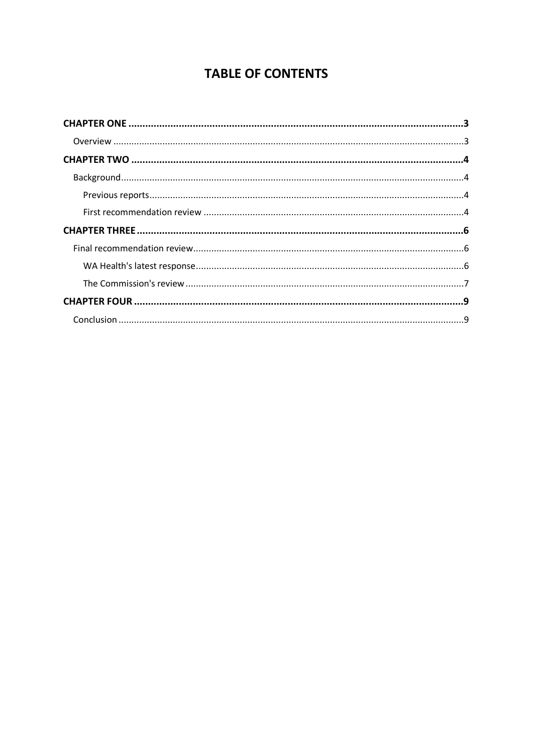# TABLE OF CONTENTS

**CHAPTER ONE** .......... **3**

- Overview .......... 3

**CHAPTER TWO** .......... **4**

- Background .......... 4
  - Previous reports .......... 4
  - First recommendation review .......... 4

**CHAPTER THREE** .......... **6**

- Final recommendation review .......... 6
  - WA Health's latest response .......... 6
  - The Commission's review .......... 7

**CHAPTER FOUR** .......... **9**

- Conclusion .......... 9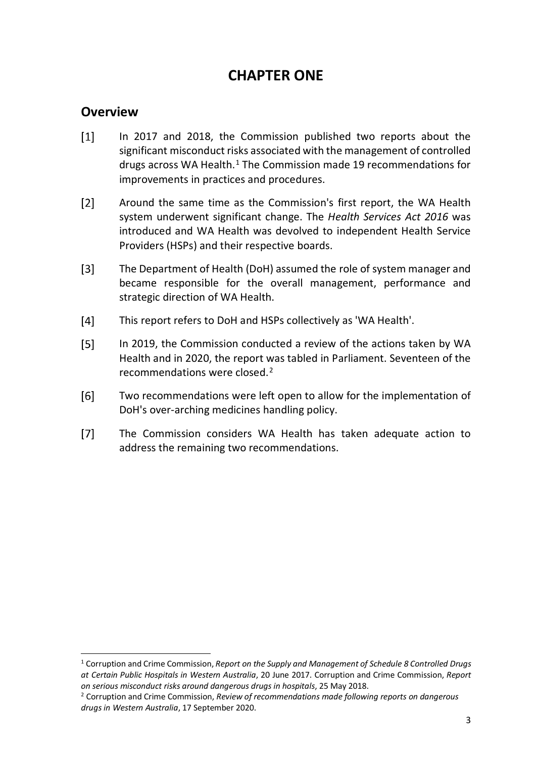# CHAPTER ONE

## Overview

[1] In 2017 and 2018, the Commission published two reports about the significant misconduct risks associated with the management of controlled drugs across WA Health.[1] The Commission made 19 recommendations for improvements in practices and procedures.

[2] Around the same time as the Commission's first report, the WA Health system underwent significant change. The *Health Services Act 2016* was introduced and WA Health was devolved to independent Health Service Providers (HSPs) and their respective boards.

[3] The Department of Health (DoH) assumed the role of system manager and became responsible for the overall management, performance and strategic direction of WA Health.

[4] This report refers to DoH and HSPs collectively as 'WA Health'.

[5] In 2019, the Commission conducted a review of the actions taken by WA Health and in 2020, the report was tabled in Parliament. Seventeen of the recommendations were closed.[2]

[6] Two recommendations were left open to allow for the implementation of DoH's over-arching medicines handling policy.

[7] The Commission considers WA Health has taken adequate action to address the remaining two recommendations.

---

[1] Corruption and Crime Commission, *Report on the Supply and Management of Schedule 8 Controlled Drugs at Certain Public Hospitals in Western Australia*, 20 June 2017. Corruption and Crime Commission, *Report on serious misconduct risks around dangerous drugs in hospitals*, 25 May 2018.

[2] Corruption and Crime Commission, *Review of recommendations made following reports on dangerous drugs in Western Australia*, 17 September 2020.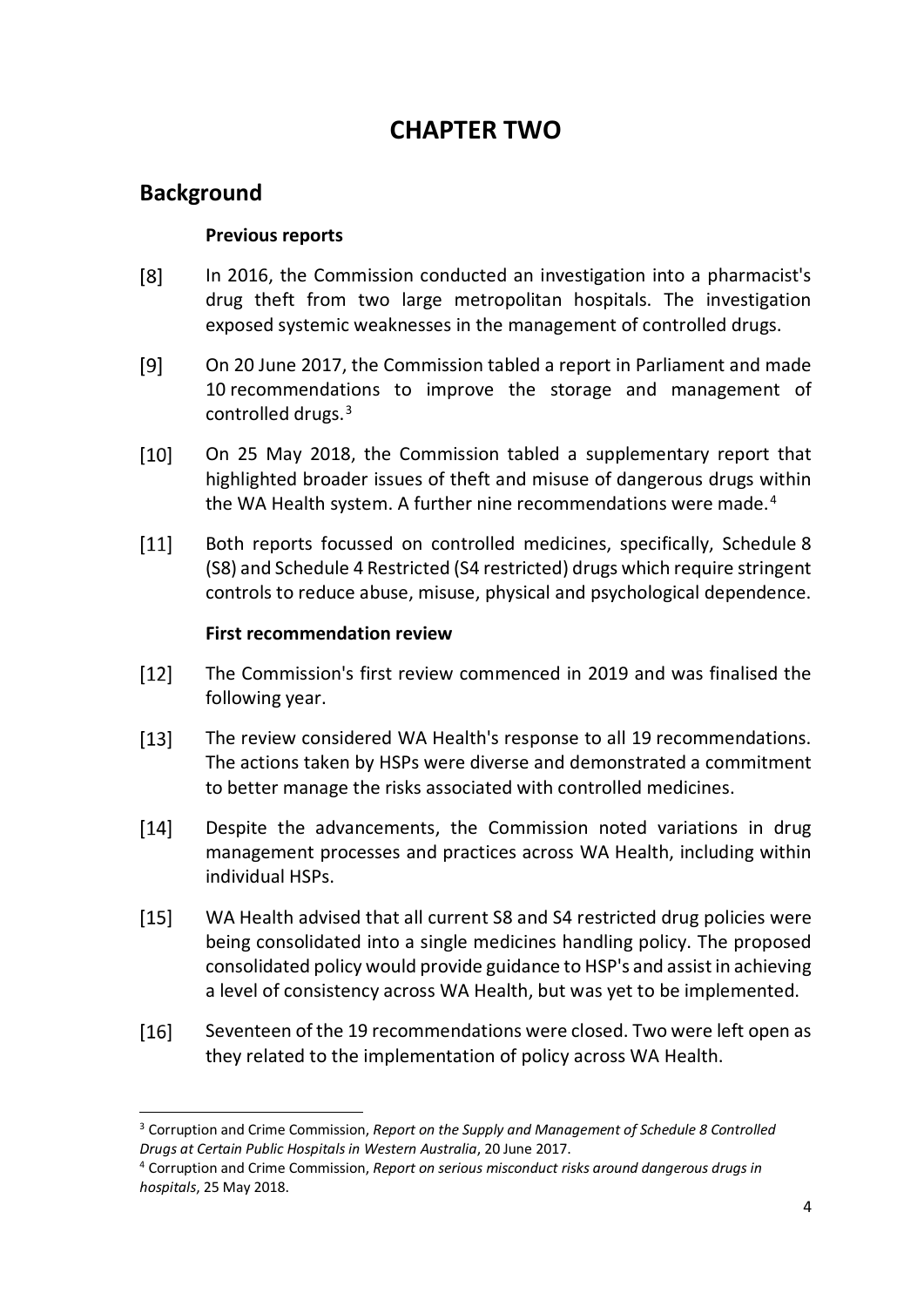# CHAPTER TWO

## Background

### Previous reports

[8] In 2016, the Commission conducted an investigation into a pharmacist's drug theft from two large metropolitan hospitals. The investigation exposed systemic weaknesses in the management of controlled drugs.

[9] On 20 June 2017, the Commission tabled a report in Parliament and made 10 recommendations to improve the storage and management of controlled drugs.[3]

[10] On 25 May 2018, the Commission tabled a supplementary report that highlighted broader issues of theft and misuse of dangerous drugs within the WA Health system. A further nine recommendations were made.[4]

[11] Both reports focussed on controlled medicines, specifically, Schedule 8 (S8) and Schedule 4 Restricted (S4 restricted) drugs which require stringent controls to reduce abuse, misuse, physical and psychological dependence.

### First recommendation review

[12] The Commission's first review commenced in 2019 and was finalised the following year.

[13] The review considered WA Health's response to all 19 recommendations. The actions taken by HSPs were diverse and demonstrated a commitment to better manage the risks associated with controlled medicines.

[14] Despite the advancements, the Commission noted variations in drug management processes and practices across WA Health, including within individual HSPs.

[15] WA Health advised that all current S8 and S4 restricted drug policies were being consolidated into a single medicines handling policy. The proposed consolidated policy would provide guidance to HSP's and assist in achieving a level of consistency across WA Health, but was yet to be implemented.

[16] Seventeen of the 19 recommendations were closed. Two were left open as they related to the implementation of policy across WA Health.

---

[3] Corruption and Crime Commission, *Report on the Supply and Management of Schedule 8 Controlled Drugs at Certain Public Hospitals in Western Australia*, 20 June 2017.

[4] Corruption and Crime Commission, *Report on serious misconduct risks around dangerous drugs in hospitals*, 25 May 2018.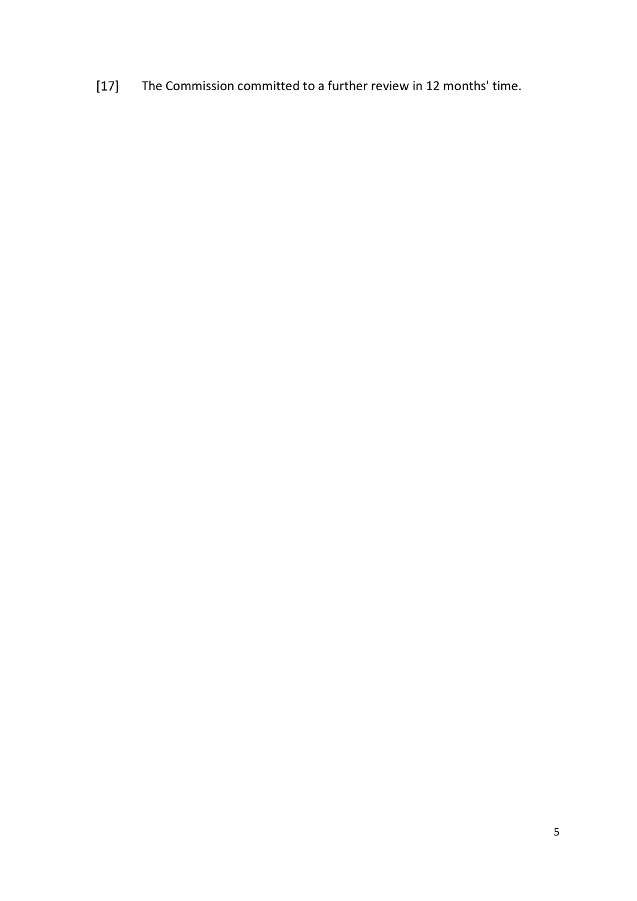[17] The Commission committed to a further review in 12 months' time.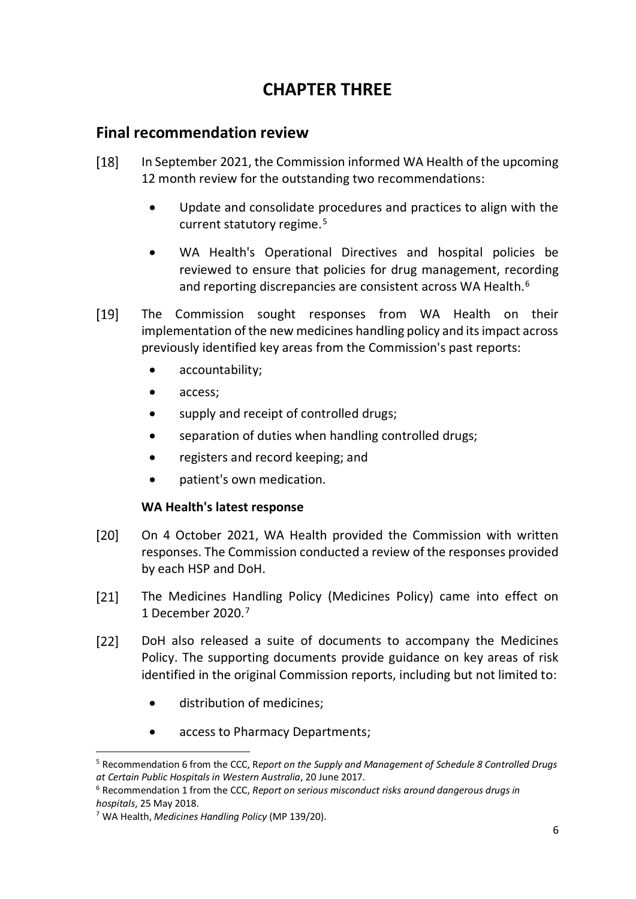# CHAPTER THREE

## Final recommendation review

[18] In September 2021, the Commission informed WA Health of the upcoming 12 month review for the outstanding two recommendations:

- Update and consolidate procedures and practices to align with the current statutory regime.[5]
- WA Health's Operational Directives and hospital policies be reviewed to ensure that policies for drug management, recording and reporting discrepancies are consistent across WA Health.[6]

[19] The Commission sought responses from WA Health on their implementation of the new medicines handling policy and its impact across previously identified key areas from the Commission's past reports:

- accountability;
- access;
- supply and receipt of controlled drugs;
- separation of duties when handling controlled drugs;
- registers and record keeping; and
- patient's own medication.

### WA Health's latest response

[20] On 4 October 2021, WA Health provided the Commission with written responses. The Commission conducted a review of the responses provided by each HSP and DoH.

[21] The Medicines Handling Policy (Medicines Policy) came into effect on 1 December 2020.[7]

[22] DoH also released a suite of documents to accompany the Medicines Policy. The supporting documents provide guidance on key areas of risk identified in the original Commission reports, including but not limited to:

- distribution of medicines;
- access to Pharmacy Departments;

---

[5] Recommendation 6 from the CCC, *Report on the Supply and Management of Schedule 8 Controlled Drugs at Certain Public Hospitals in Western Australia*, 20 June 2017.

[6] Recommendation 1 from the CCC, *Report on serious misconduct risks around dangerous drugs in hospitals*, 25 May 2018.

[7] WA Health, *Medicines Handling Policy* (MP 139/20).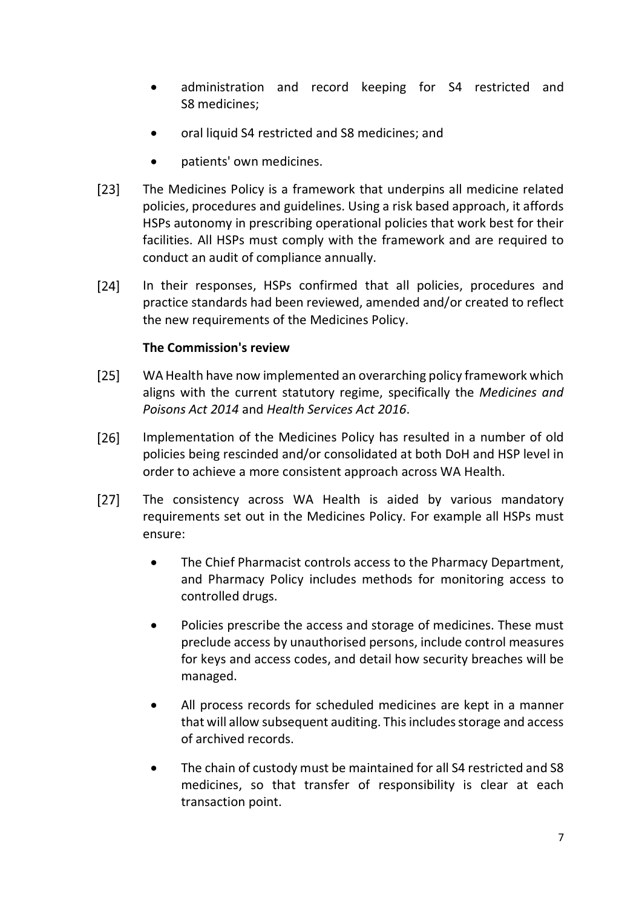- administration and record keeping for S4 restricted and S8 medicines;
- oral liquid S4 restricted and S8 medicines; and
- patients' own medicines.

[23] The Medicines Policy is a framework that underpins all medicine related policies, procedures and guidelines. Using a risk based approach, it affords HSPs autonomy in prescribing operational policies that work best for their facilities. All HSPs must comply with the framework and are required to conduct an audit of compliance annually.

[24] In their responses, HSPs confirmed that all policies, procedures and practice standards had been reviewed, amended and/or created to reflect the new requirements of the Medicines Policy.

**The Commission's review**

[25] WA Health have now implemented an overarching policy framework which aligns with the current statutory regime, specifically the *Medicines and Poisons Act 2014* and *Health Services Act 2016*.

[26] Implementation of the Medicines Policy has resulted in a number of old policies being rescinded and/or consolidated at both DoH and HSP level in order to achieve a more consistent approach across WA Health.

[27] The consistency across WA Health is aided by various mandatory requirements set out in the Medicines Policy. For example all HSPs must ensure:

- The Chief Pharmacist controls access to the Pharmacy Department, and Pharmacy Policy includes methods for monitoring access to controlled drugs.
- Policies prescribe the access and storage of medicines. These must preclude access by unauthorised persons, include control measures for keys and access codes, and detail how security breaches will be managed.
- All process records for scheduled medicines are kept in a manner that will allow subsequent auditing. This includes storage and access of archived records.
- The chain of custody must be maintained for all S4 restricted and S8 medicines, so that transfer of responsibility is clear at each transaction point.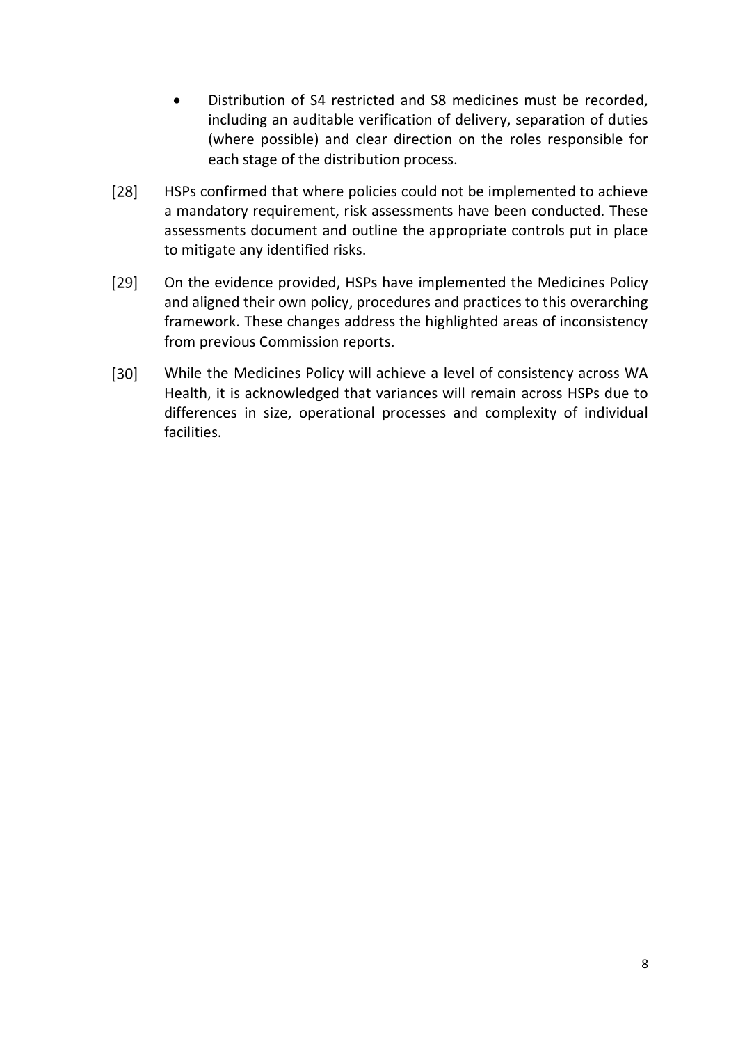- Distribution of S4 restricted and S8 medicines must be recorded, including an auditable verification of delivery, separation of duties (where possible) and clear direction on the roles responsible for each stage of the distribution process.

[28] HSPs confirmed that where policies could not be implemented to achieve a mandatory requirement, risk assessments have been conducted. These assessments document and outline the appropriate controls put in place to mitigate any identified risks.

[29] On the evidence provided, HSPs have implemented the Medicines Policy and aligned their own policy, procedures and practices to this overarching framework. These changes address the highlighted areas of inconsistency from previous Commission reports.

[30] While the Medicines Policy will achieve a level of consistency across WA Health, it is acknowledged that variances will remain across HSPs due to differences in size, operational processes and complexity of individual facilities.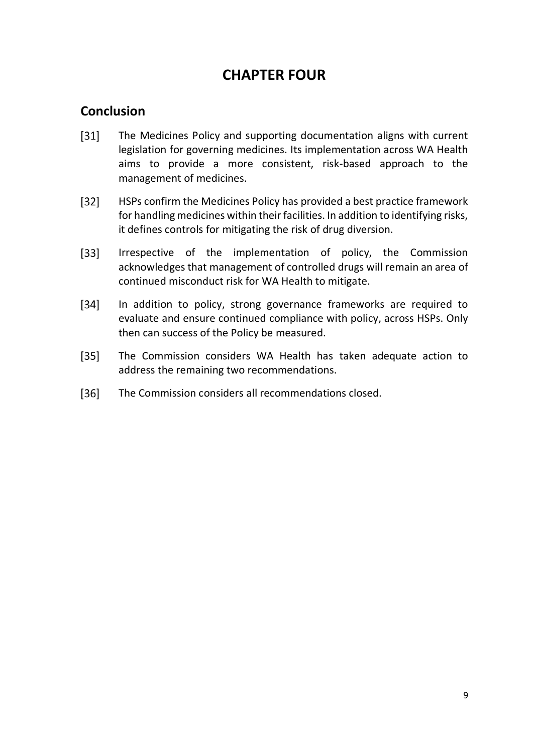# CHAPTER FOUR

## Conclusion

[31] The Medicines Policy and supporting documentation aligns with current legislation for governing medicines. Its implementation across WA Health aims to provide a more consistent, risk-based approach to the management of medicines.

[32] HSPs confirm the Medicines Policy has provided a best practice framework for handling medicines within their facilities. In addition to identifying risks, it defines controls for mitigating the risk of drug diversion.

[33] Irrespective of the implementation of policy, the Commission acknowledges that management of controlled drugs will remain an area of continued misconduct risk for WA Health to mitigate.

[34] In addition to policy, strong governance frameworks are required to evaluate and ensure continued compliance with policy, across HSPs. Only then can success of the Policy be measured.

[35] The Commission considers WA Health has taken adequate action to address the remaining two recommendations.

[36] The Commission considers all recommendations closed.